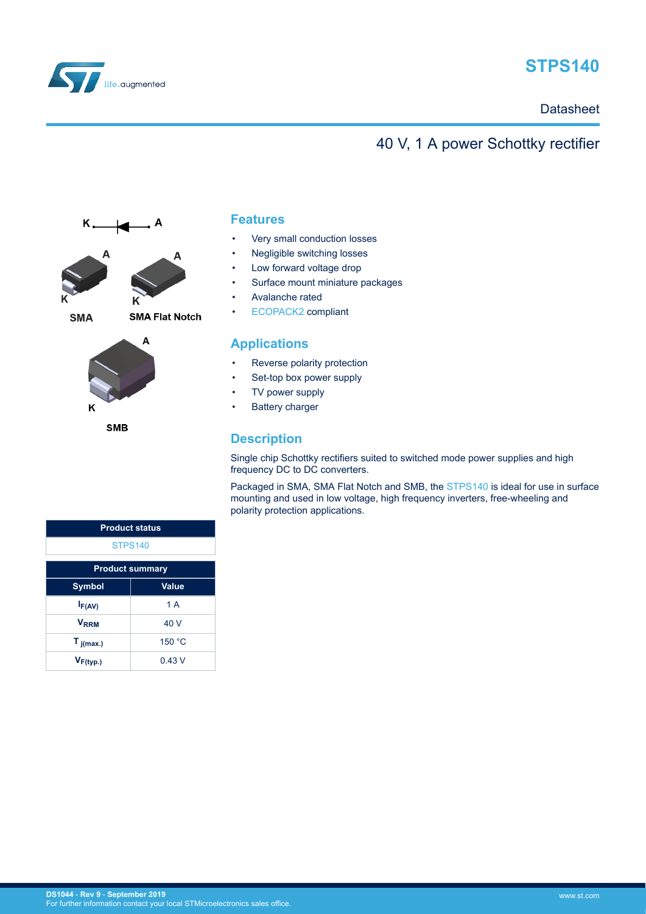# STPS140

Datasheet

## 40 V, 1 A power Schottky rectifier

K A

SMA

SMA Flat Notch

SMB

## Features

- Very small conduction losses
- Negligible switching losses
- Low forward voltage drop
- Surface mount miniature packages
- Avalanche rated
- ECOPACK2 compliant

## Applications

- Reverse polarity protection
- Set-top box power supply
- TV power supply
- Battery charger

## Description

Single chip Schottky rectifiers suited to switched mode power supplies and high frequency DC to DC converters.

Packaged in SMA, SMA Flat Notch and SMB, the STPS140 is ideal for use in surface mounting and used in low voltage, high frequency inverters, free-wheeling and polarity protection applications.

| Product status |
| --- |
| STPS140 |

| Product summary | |
| --- | --- |
| **Symbol** | **Value** |
| $I_{F(AV)}$ | 1 A |
| $V_{RRM}$ | 40 V |
| $T_{j(max.)}$ | 150 °C |
| $V_{F(typ.)}$ | 0.43 V |

DS1044 - Rev 9 - September 2019
For further information contact your local STMicroelectronics sales office.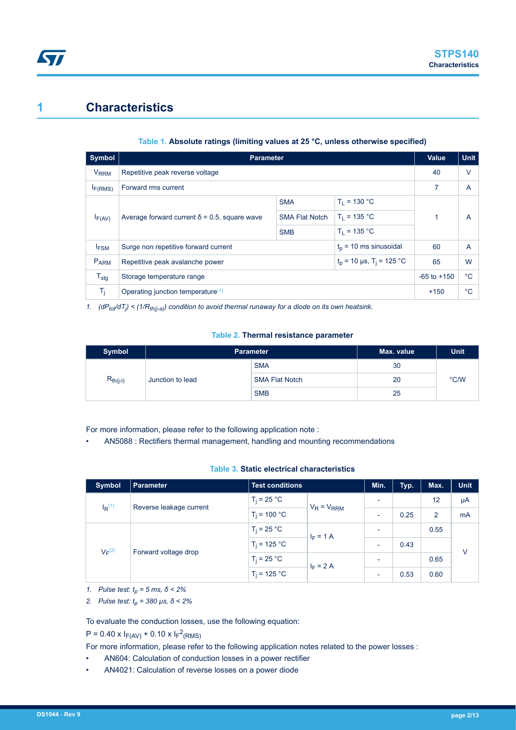# 1 Characteristics

**Table 1. Absolute ratings (limiting values at 25 °C, unless otherwise specified)**

| Symbol | Parameter | | | Value | Unit |
|---|---|---|---|---|---|
| $V_{RRM}$ | Repetitive peak reverse voltage | | | 40 | V |
| $I_{F(RMS)}$ | Forward rms current | | | 7 | A |
| $I_{F(AV)}$ | Average forward current δ = 0.5, square wave | SMA | $T_L$ = 130 °C | 1 | A |
| | | SMA Flat Notch | $T_L$ = 135 °C | | |
| | | SMB | $T_L$ = 135 °C | | |
| $I_{FSM}$ | Surge non repetitive forward current | | $t_p$ = 10 ms sinusoidal | 60 | A |
| $P_{ARM}$ | Repetitive peak avalanche power | | $t_p$ = 10 µs, $T_j$ = 125 °C | 65 | W |
| $T_{stg}$ | Storage temperature range | | | -65 to +150 | °C |
| $T_j$ | Operating junction temperature[(1)] | | | +150 | °C |

1. *$(dP_{tot}/dT_j) < (1/R_{th(j-a)})$ condition to avoid thermal runaway for a diode on its own heatsink.*

**Table 2. Thermal resistance parameter**

| Symbol | Parameter | | Max. value | Unit |
|---|---|---|---|---|
| $R_{th(j-l)}$ | Junction to lead | SMA | 30 | °C/W |
| | | SMA Flat Notch | 20 | |
| | | SMB | 25 | |

For more information, please refer to the following application note :

- AN5088 : Rectifiers thermal management, handling and mounting recommendations

**Table 3. Static electrical characteristics**

| Symbol | Parameter | Test conditions | | Min. | Typ. | Max. | Unit |
|---|---|---|---|---|---|---|---|
| $I_R$[(1)] | Reverse leakage current | $T_j$ = 25 °C | $V_R = V_{RRM}$ | - | | 12 | µA |
| | | $T_j$ = 100 °C | | - | 0.25 | 2 | mA |
| $V_F$[(2)] | Forward voltage drop | $T_j$ = 25 °C | $I_F$ = 1 A | - | | 0.55 | V |
| | | $T_j$ = 125 °C | | - | 0.43 | | |
| | | $T_j$ = 25 °C | $I_F$ = 2 A | - | | 0.65 | |
| | | $T_j$ = 125 °C | | - | 0.53 | 0.60 | |

1. *Pulse test: $t_p$ = 5 ms, δ < 2%*
2. *Pulse test: $t_p$ = 380 µs, δ < 2%*

To evaluate the conduction losses, use the following equation:

$P = 0.40 \times I_{F(AV)} + 0.10 \times I_F^2{}_{(RMS)}$

For more information, please refer to the following application notes related to the power losses :

- AN604: Calculation of conduction losses in a power rectifier
- AN4021: Calculation of reverse losses on a power diode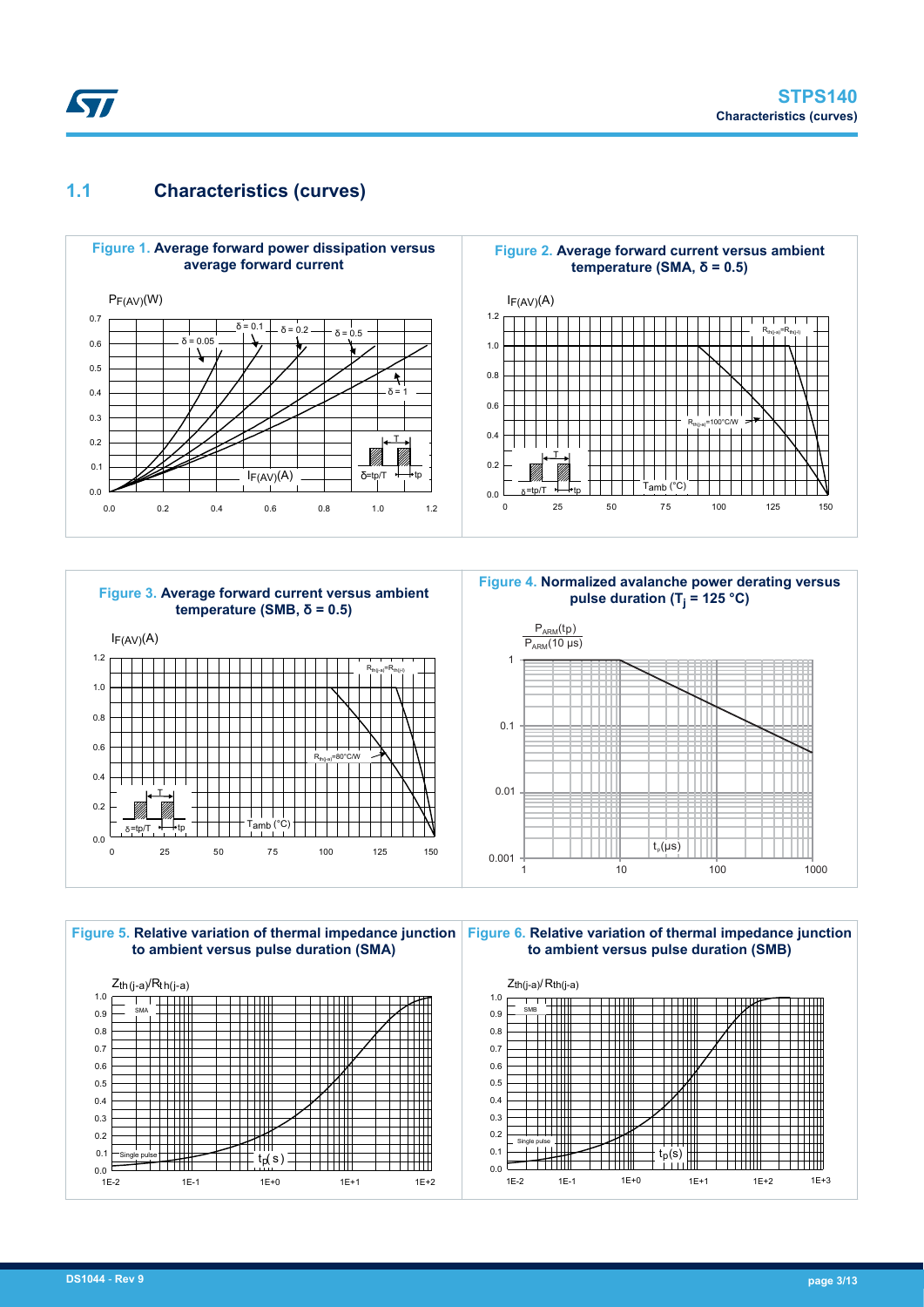## 1.1 Characteristics (curves)

**Figure 1.** Average forward power dissipation versus average forward current

**Figure 2.** Average forward current versus ambient temperature (SMA, δ = 0.5)

**Figure 3.** Average forward current versus ambient temperature (SMB, δ = 0.5)

**Figure 4.** Normalized avalanche power derating versus pulse duration ($T_j$ = 125 °C)

**Figure 5.** Relative variation of thermal impedance junction to ambient versus pulse duration (SMA)

**Figure 6.** Relative variation of thermal impedance junction to ambient versus pulse duration (SMB)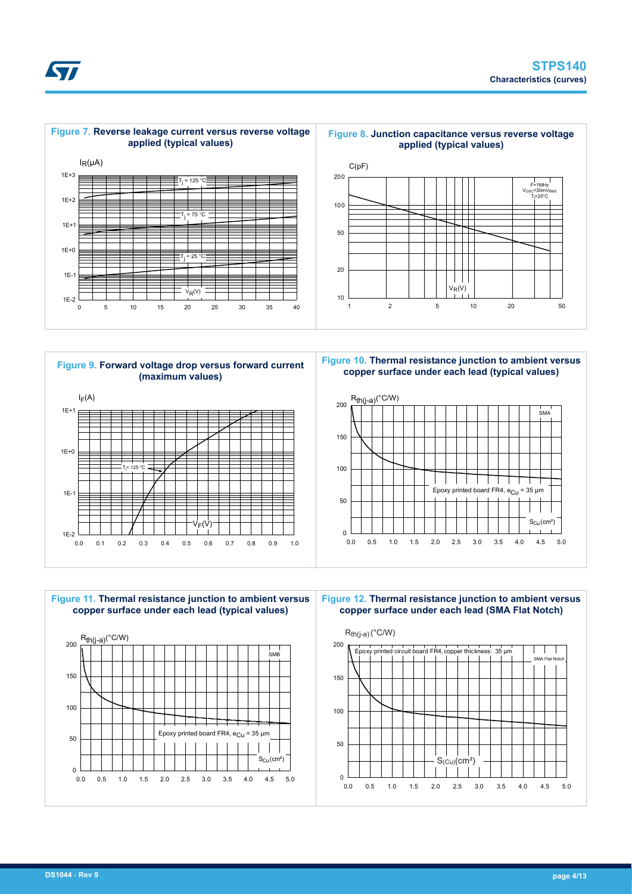**Figure 7.** Reverse leakage current versus reverse voltage applied (typical values)

$I_R$(µA)

$T_j$ = 125 °C

$T_j$ = 75 °C

$T_j$ = 25 °C

$V_R$(V)

**Figure 8.** Junction capacitance versus reverse voltage applied (typical values)

C(pF)

F=1MHz
$V_{OSC}$=30mV$_{RMS}$
$T_j$=25°C

$V_R$(V)

**Figure 9.** Forward voltage drop versus forward current (maximum values)

$I_F$(A)

$T_j$= 125 °C

$V_F$(V)

**Figure 10.** Thermal resistance junction to ambient versus copper surface under each lead (typical values)

$R_{th(j-a)}$(°C/W)

SMA

Epoxy printed board FR4, $e_{Cu}$ = 35 µm

$S_{Cu}$(cm²)

**Figure 11.** Thermal resistance junction to ambient versus copper surface under each lead (typical values)

$R_{th(j-a)}$(°C/W)

SMB

Epoxy printed board FR4, $e_{Cu}$ = 35 µm

$S_{Cu}$(cm²)

**Figure 12.** Thermal resistance junction to ambient versus copper surface under each lead (SMA Flat Notch)

$R_{th(j-a)}$(°C/W)

Epoxy printed circuit board FR4, copper thickness: 35 µm

SMA Flat Notch

$S_{(Cu)}$(cm²)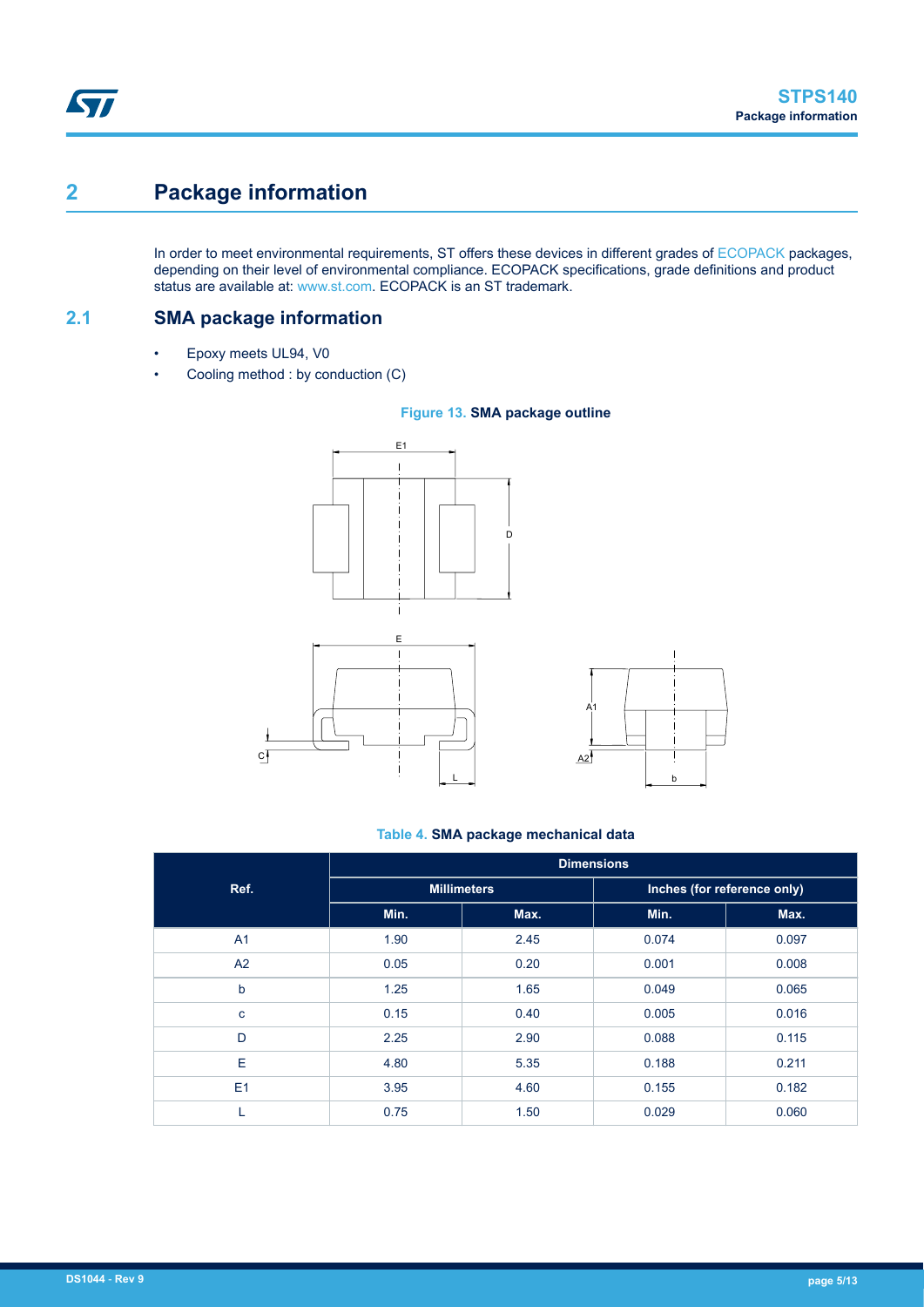# 2 Package information

In order to meet environmental requirements, ST offers these devices in different grades of ECOPACK packages, depending on their level of environmental compliance. ECOPACK specifications, grade definitions and product status are available at: www.st.com. ECOPACK is an ST trademark.

## 2.1 SMA package information

- Epoxy meets UL94, V0
- Cooling method : by conduction (C)

**Figure 13. SMA package outline**

**Table 4. SMA package mechanical data**

| Ref. | Dimensions | | | |
|---|---|---|---|---|
| | Millimeters | | Inches (for reference only) | |
| | Min. | Max. | Min. | Max. |
| A1 | 1.90 | 2.45 | 0.074 | 0.097 |
| A2 | 0.05 | 0.20 | 0.001 | 0.008 |
| b | 1.25 | 1.65 | 0.049 | 0.065 |
| c | 0.15 | 0.40 | 0.005 | 0.016 |
| D | 2.25 | 2.90 | 0.088 | 0.115 |
| E | 4.80 | 5.35 | 0.188 | 0.211 |
| E1 | 3.95 | 4.60 | 0.155 | 0.182 |
| L | 0.75 | 1.50 | 0.029 | 0.060 |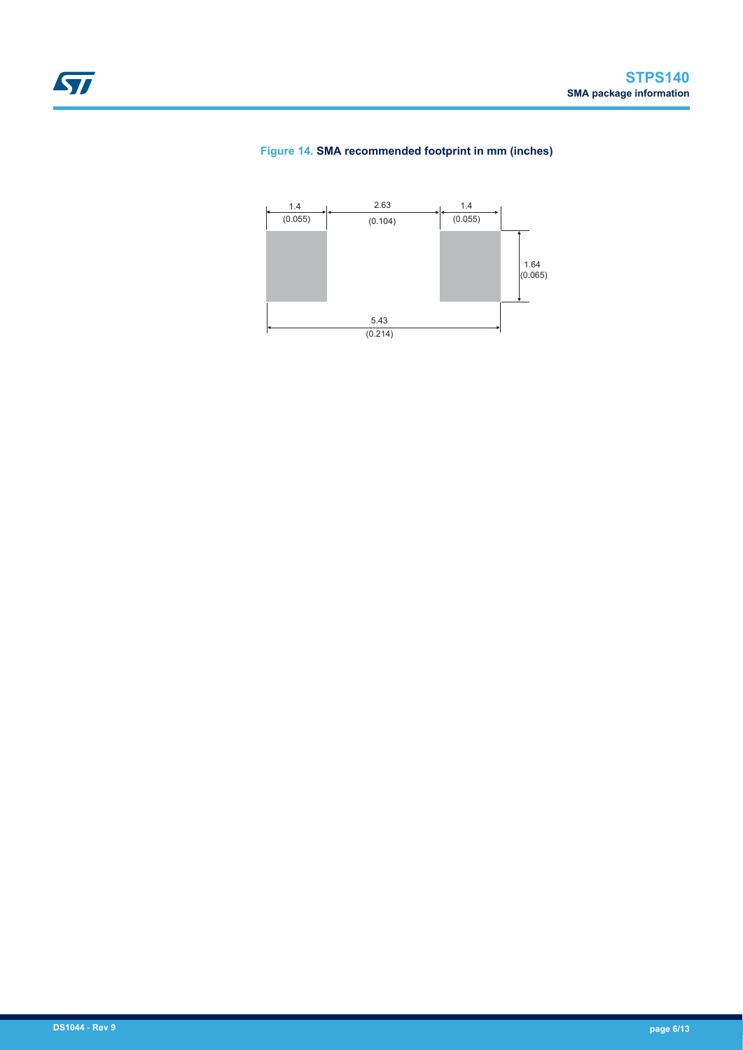**Figure 14. SMA recommended footprint in mm (inches)**

1.4 (0.055) | 2.63 (0.104) | 1.4 (0.055)

1.64 (0.065)

5.43 (0.214)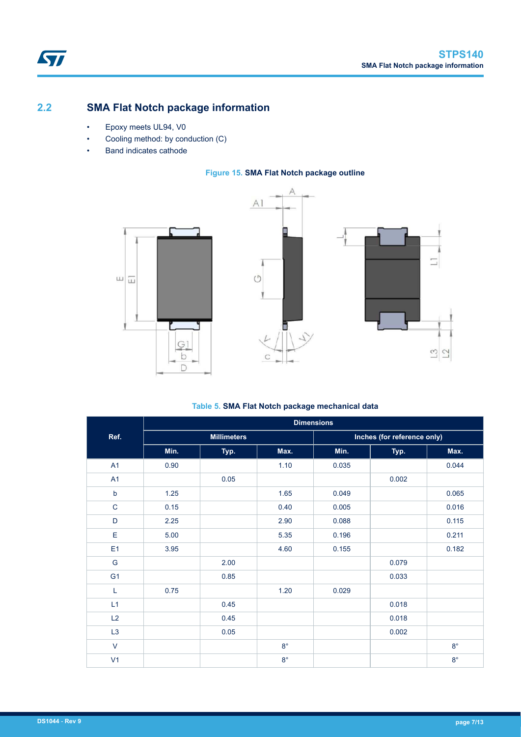## 2.2 SMA Flat Notch package information

- Epoxy meets UL94, V0
- Cooling method: by conduction (C)
- Band indicates cathode

**Figure 15. SMA Flat Notch package outline**

**Table 5. SMA Flat Notch package mechanical data**

| Ref. | Dimensions | | | | | |
|---|---|---|---|---|---|---|
| | Millimeters | | | Inches (for reference only) | | |
| | Min. | Typ. | Max. | Min. | Typ. | Max. |
| A1 | 0.90 | | 1.10 | 0.035 | | 0.044 |
| A1 | | 0.05 | | | 0.002 | |
| b | 1.25 | | 1.65 | 0.049 | | 0.065 |
| C | 0.15 | | 0.40 | 0.005 | | 0.016 |
| D | 2.25 | | 2.90 | 0.088 | | 0.115 |
| E | 5.00 | | 5.35 | 0.196 | | 0.211 |
| E1 | 3.95 | | 4.60 | 0.155 | | 0.182 |
| G | | 2.00 | | | 0.079 | |
| G1 | | 0.85 | | | 0.033 | |
| L | 0.75 | | 1.20 | 0.029 | | |
| L1 | | 0.45 | | | 0.018 | |
| L2 | | 0.45 | | | 0.018 | |
| L3 | | 0.05 | | | 0.002 | |
| V | | | 8° | | | 8° |
| V1 | | | 8° | | | 8° |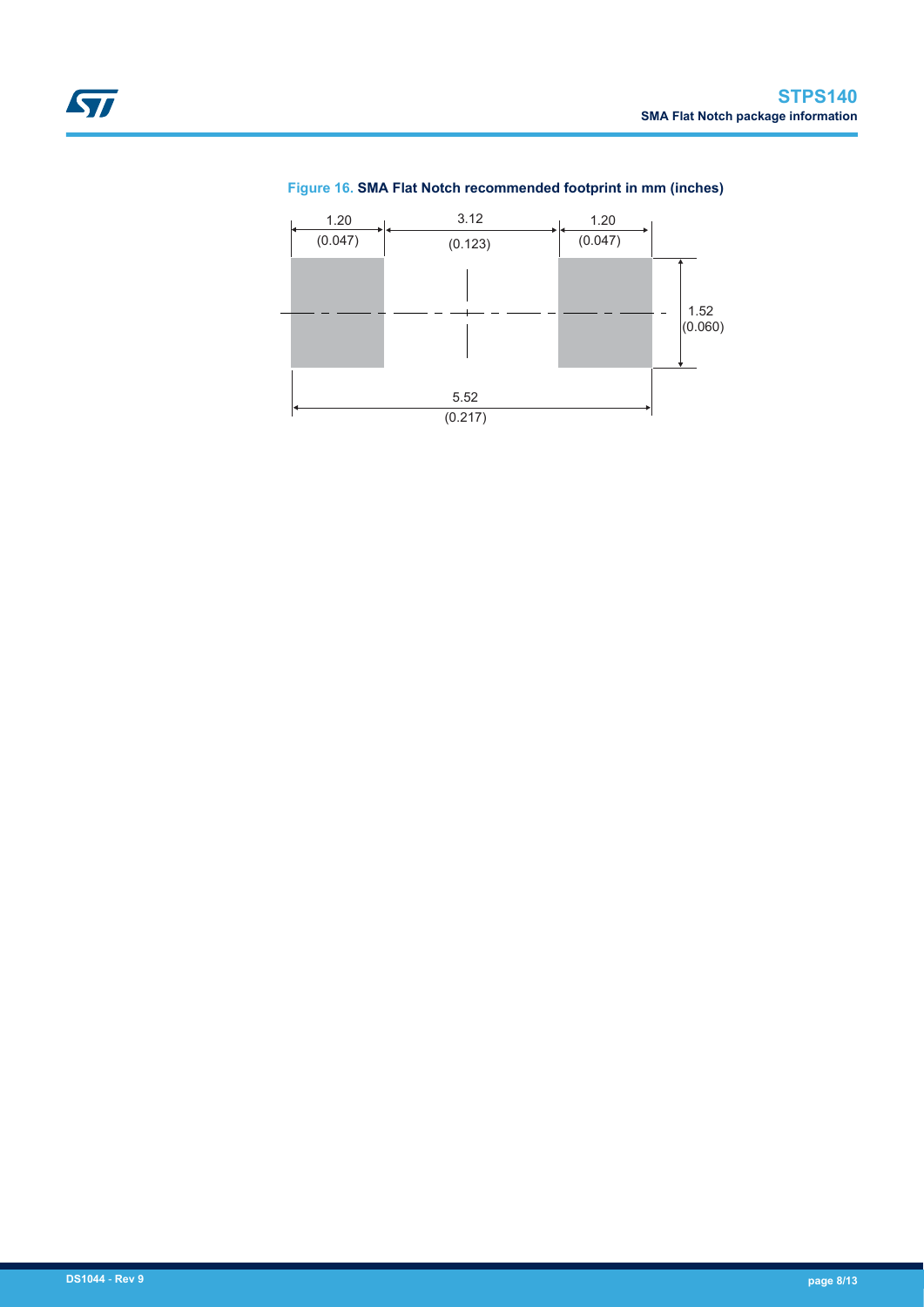**Figure 16. SMA Flat Notch recommended footprint in mm (inches)**

1.20 (0.047) | 3.12 (0.123) | 1.20 (0.047)

1.52 (0.060)

5.52 (0.217)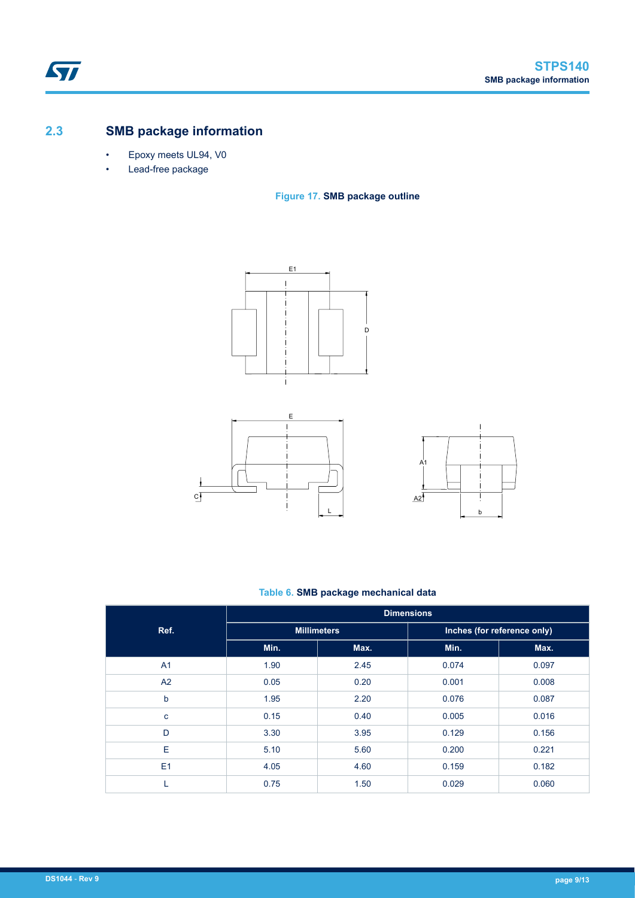## 2.3 SMB package information

- Epoxy meets UL94, V0
- Lead-free package

**Figure 17. SMB package outline**

**Table 6. SMB package mechanical data**

| Ref. | Dimensions | | | |
|---|---|---|---|---|
| | Millimeters | | Inches (for reference only) | |
| | Min. | Max. | Min. | Max. |
| A1 | 1.90 | 2.45 | 0.074 | 0.097 |
| A2 | 0.05 | 0.20 | 0.001 | 0.008 |
| b | 1.95 | 2.20 | 0.076 | 0.087 |
| c | 0.15 | 0.40 | 0.005 | 0.016 |
| D | 3.30 | 3.95 | 0.129 | 0.156 |
| E | 5.10 | 5.60 | 0.200 | 0.221 |
| E1 | 4.05 | 4.60 | 0.159 | 0.182 |
| L | 0.75 | 1.50 | 0.029 | 0.060 |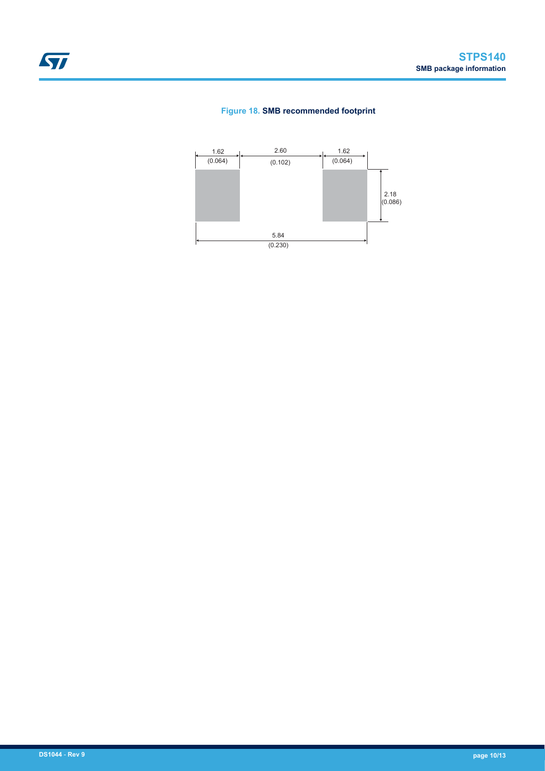**Figure 18. SMB recommended footprint**

1.62 (0.064) | 2.60 (0.102) | 1.62 (0.064)

2.18 (0.086)

5.84 (0.230)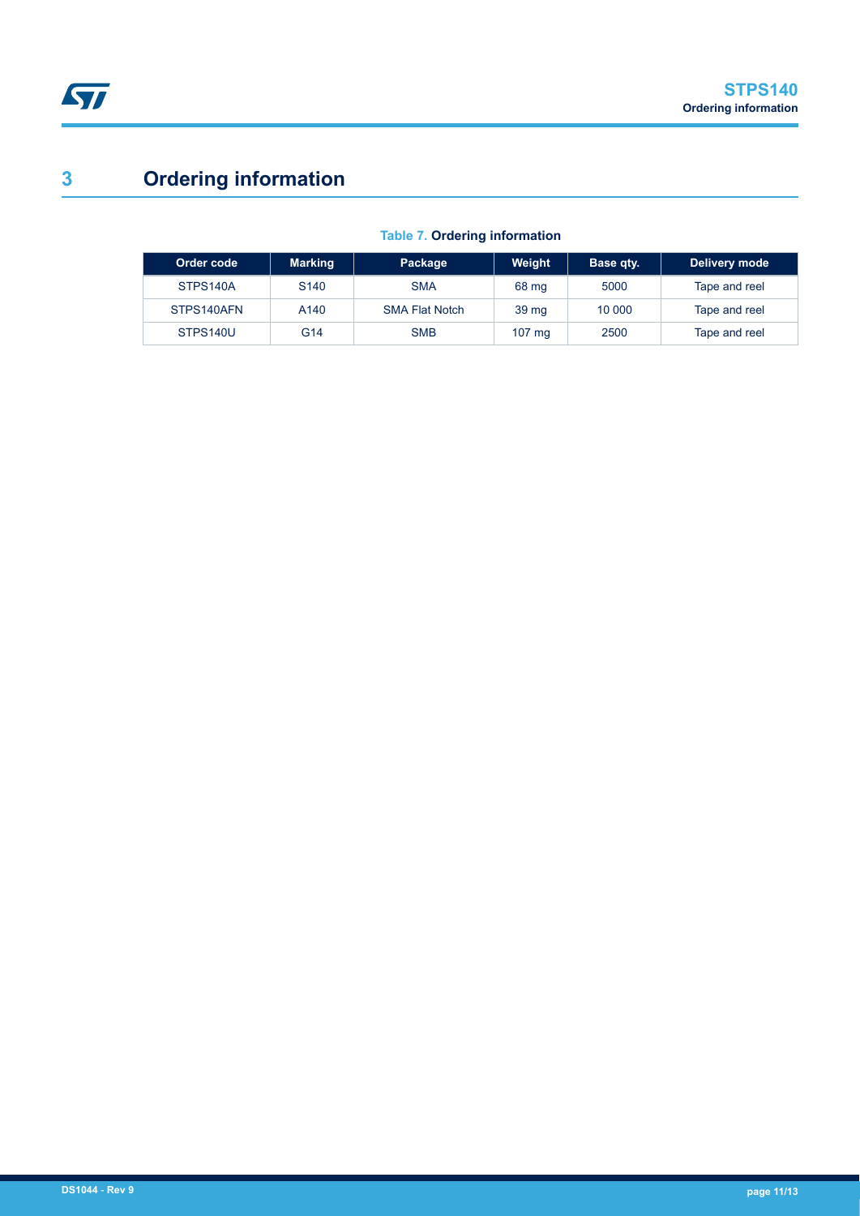# 3 Ordering information

**Table 7. Ordering information**

| Order code | Marking | Package | Weight | Base qty. | Delivery mode |
|---|---|---|---|---|---|
| STPS140A | S140 | SMA | 68 mg | 5000 | Tape and reel |
| STPS140AFN | A140 | SMA Flat Notch | 39 mg | 10 000 | Tape and reel |
| STPS140U | G14 | SMB | 107 mg | 2500 | Tape and reel |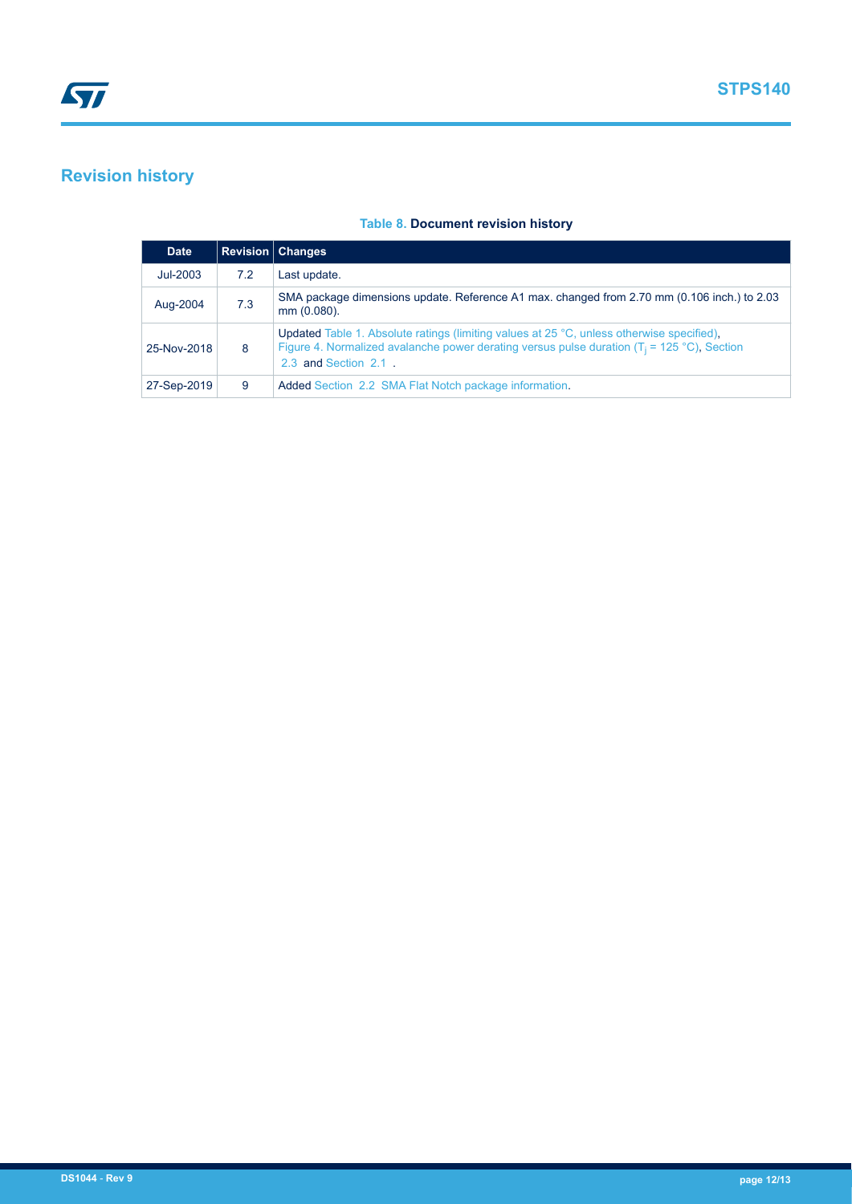# Revision history

**Table 8. Document revision history**

| Date | Revision | Changes |
| --- | --- | --- |
| Jul-2003 | 7.2 | Last update. |
| Aug-2004 | 7.3 | SMA package dimensions update. Reference A1 max. changed from 2.70 mm (0.106 inch.) to 2.03 mm (0.080). |
| 25-Nov-2018 | 8 | Updated Table 1. Absolute ratings (limiting values at 25 °C, unless otherwise specified), Figure 4. Normalized avalanche power derating versus pulse duration ($T_j$ = 125 °C), Section 2.3 and Section 2.1 . |
| 27-Sep-2019 | 9 | Added Section 2.2 SMA Flat Notch package information. |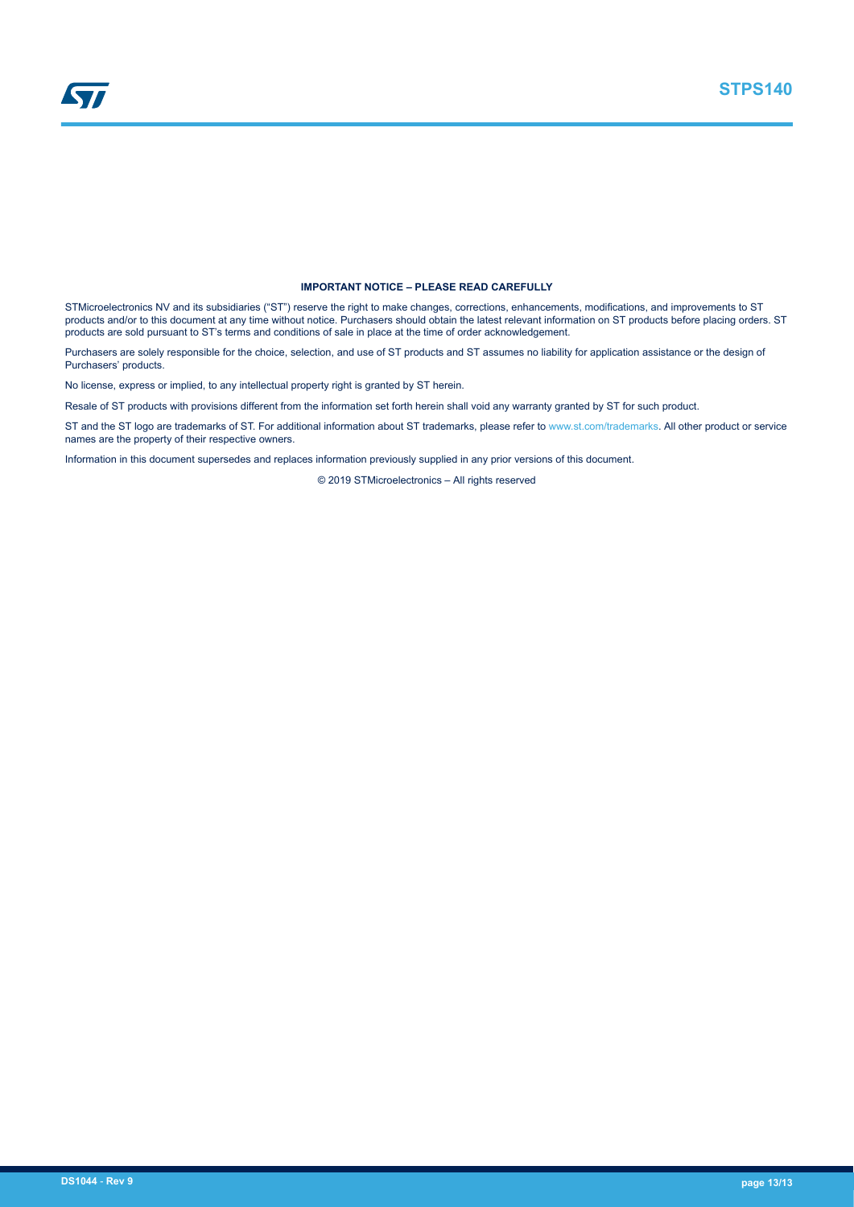**IMPORTANT NOTICE – PLEASE READ CAREFULLY**

STMicroelectronics NV and its subsidiaries ("ST") reserve the right to make changes, corrections, enhancements, modifications, and improvements to ST products and/or to this document at any time without notice. Purchasers should obtain the latest relevant information on ST products before placing orders. ST products are sold pursuant to ST's terms and conditions of sale in place at the time of order acknowledgement.

Purchasers are solely responsible for the choice, selection, and use of ST products and ST assumes no liability for application assistance or the design of Purchasers' products.

No license, express or implied, to any intellectual property right is granted by ST herein.

Resale of ST products with provisions different from the information set forth herein shall void any warranty granted by ST for such product.

ST and the ST logo are trademarks of ST. For additional information about ST trademarks, please refer to www.st.com/trademarks. All other product or service names are the property of their respective owners.

Information in this document supersedes and replaces information previously supplied in any prior versions of this document.

© 2019 STMicroelectronics – All rights reserved